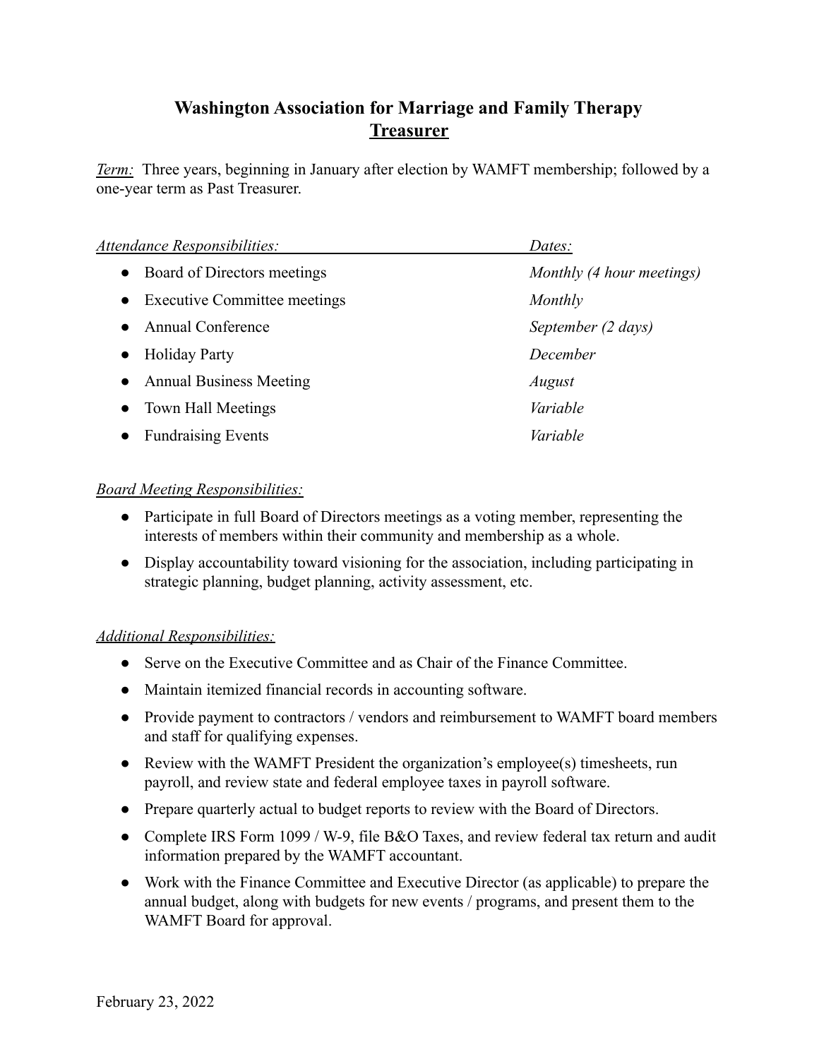# Washington Association for Marriage and Family Therapy

## Treasurer

*Term:* Three years, beginning in January after election by WAMFT membership; followed by a one-year term as Past Treasurer.

| *Attendance Responsibilities:* | *Dates:* |
| --- | --- |
| • Board of Directors meetings | *Monthly (4 hour meetings)* |
| • Executive Committee meetings | *Monthly* |
| • Annual Conference | *September (2 days)* |
| • Holiday Party | *December* |
| • Annual Business Meeting | *August* |
| • Town Hall Meetings | *Variable* |
| • Fundraising Events | *Variable* |

*Board Meeting Responsibilities:*

- Participate in full Board of Directors meetings as a voting member, representing the interests of members within their community and membership as a whole.
- Display accountability toward visioning for the association, including participating in strategic planning, budget planning, activity assessment, etc.

*Additional Responsibilities:*

- Serve on the Executive Committee and as Chair of the Finance Committee.
- Maintain itemized financial records in accounting software.
- Provide payment to contractors / vendors and reimbursement to WAMFT board members and staff for qualifying expenses.
- Review with the WAMFT President the organization's employee(s) timesheets, run payroll, and review state and federal employee taxes in payroll software.
- Prepare quarterly actual to budget reports to review with the Board of Directors.
- Complete IRS Form 1099 / W-9, file B&O Taxes, and review federal tax return and audit information prepared by the WAMFT accountant.
- Work with the Finance Committee and Executive Director (as applicable) to prepare the annual budget, along with budgets for new events / programs, and present them to the WAMFT Board for approval.

February 23, 2022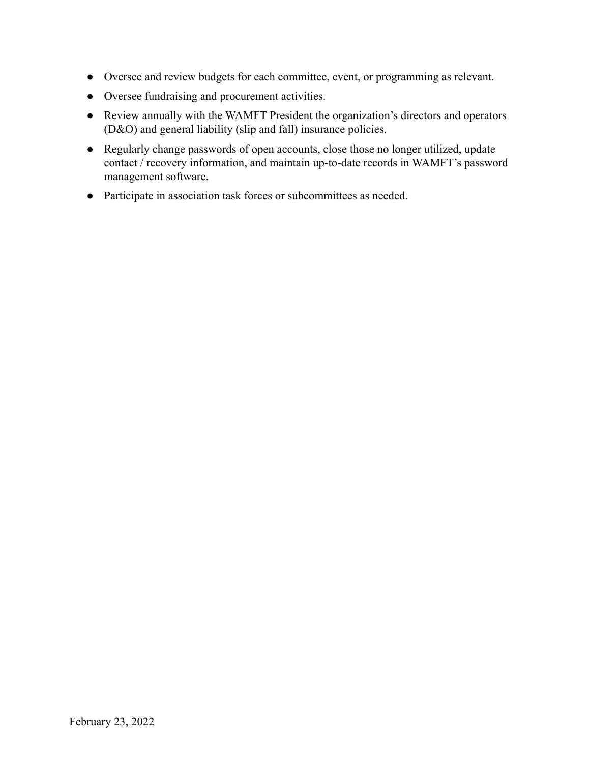- Oversee and review budgets for each committee, event, or programming as relevant.
- Oversee fundraising and procurement activities.
- Review annually with the WAMFT President the organization's directors and operators (D&O) and general liability (slip and fall) insurance policies.
- Regularly change passwords of open accounts, close those no longer utilized, update contact / recovery information, and maintain up-to-date records in WAMFT's password management software.
- Participate in association task forces or subcommittees as needed.

February 23, 2022